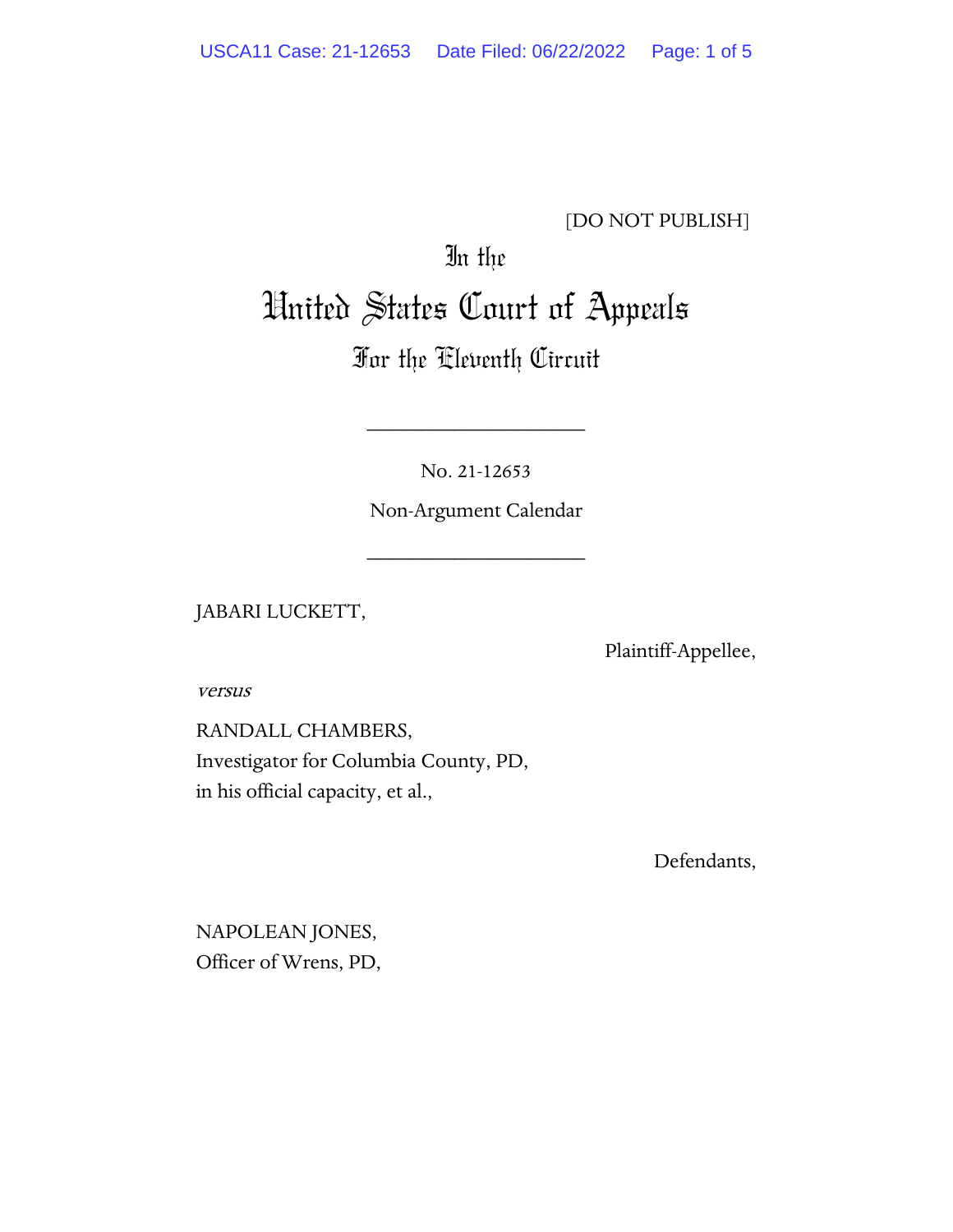[DO NOT PUBLISH]

# In the United States Court of Appeals For the Eleventh Circuit

____________________

No. 21-12653

Non-Argument Calendar

____________________

JABARI LUCKETT,

Plaintiff-Appellee,

*versus*

RANDALL CHAMBERS,
Investigator for Columbia County, PD,
in his official capacity, et al.,

Defendants,

NAPOLEAN JONES,
Officer of Wrens, PD,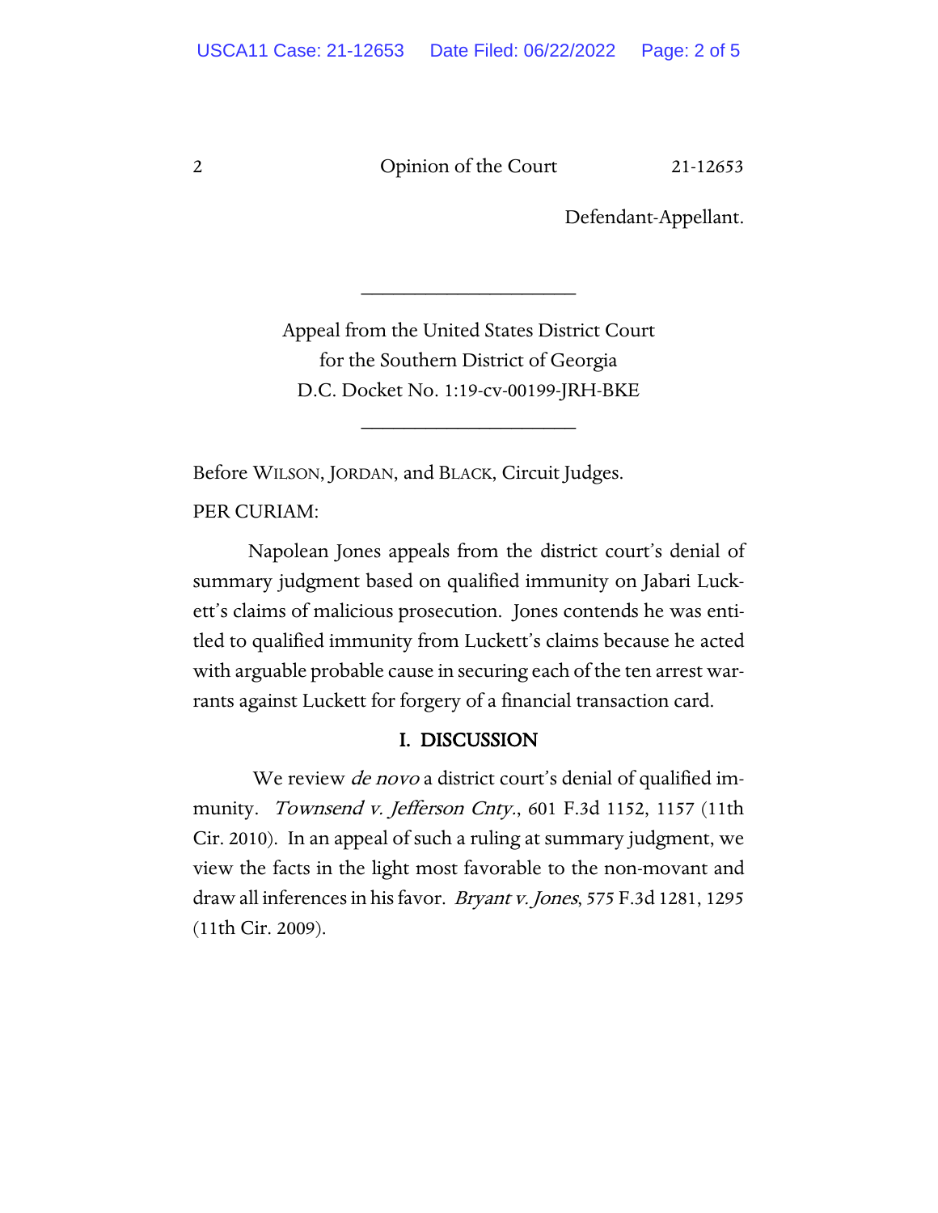Defendant-Appellant.

---

Appeal from the United States District Court
for the Southern District of Georgia
D.C. Docket No. 1:19-cv-00199-JRH-BKE

---

Before WILSON, JORDAN, and BLACK, Circuit Judges.

PER CURIAM:

Napolean Jones appeals from the district court's denial of summary judgment based on qualified immunity on Jabari Luckett's claims of malicious prosecution. Jones contends he was entitled to qualified immunity from Luckett's claims because he acted with arguable probable cause in securing each of the ten arrest warrants against Luckett for forgery of a financial transaction card.

## I. DISCUSSION

We review *de novo* a district court's denial of qualified immunity. *Townsend v. Jefferson Cnty.*, 601 F.3d 1152, 1157 (11th Cir. 2010). In an appeal of such a ruling at summary judgment, we view the facts in the light most favorable to the non-movant and draw all inferences in his favor. *Bryant v. Jones*, 575 F.3d 1281, 1295 (11th Cir. 2009).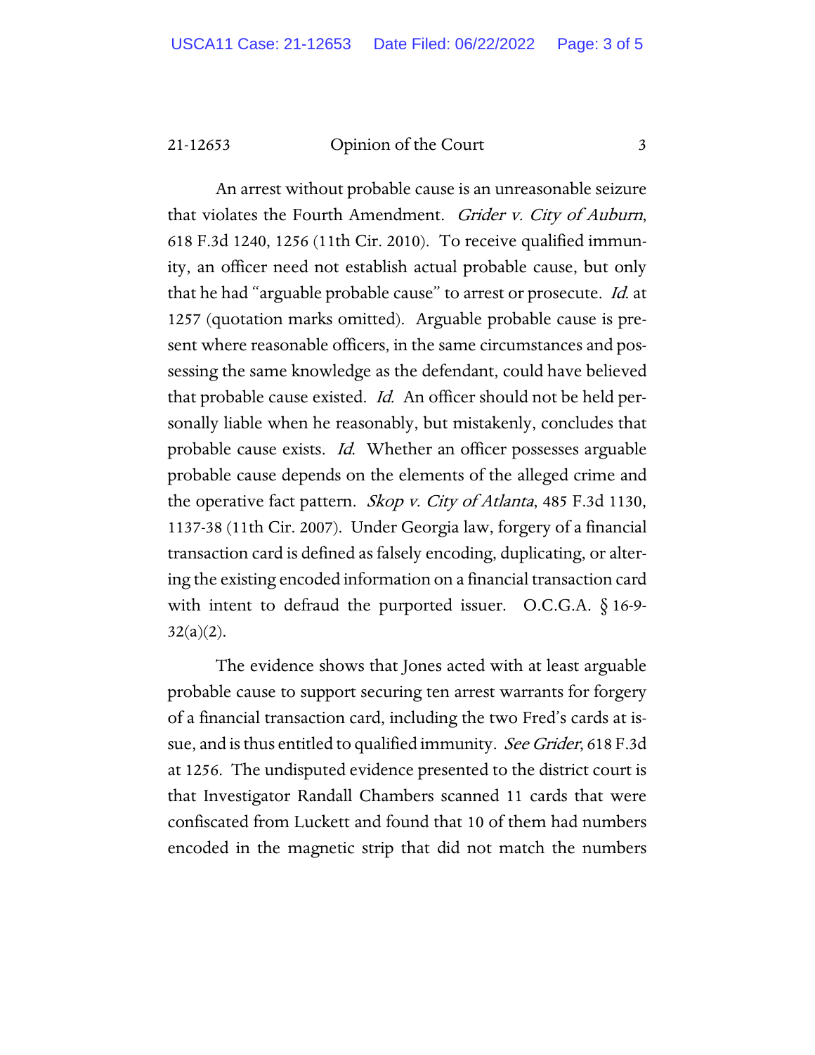An arrest without probable cause is an unreasonable seizure that violates the Fourth Amendment. *Grider v. City of Auburn*, 618 F.3d 1240, 1256 (11th Cir. 2010). To receive qualified immunity, an officer need not establish actual probable cause, but only that he had "arguable probable cause" to arrest or prosecute. *Id.* at 1257 (quotation marks omitted). Arguable probable cause is present where reasonable officers, in the same circumstances and possessing the same knowledge as the defendant, could have believed that probable cause existed. *Id.* An officer should not be held personally liable when he reasonably, but mistakenly, concludes that probable cause exists. *Id.* Whether an officer possesses arguable probable cause depends on the elements of the alleged crime and the operative fact pattern. *Skop v. City of Atlanta*, 485 F.3d 1130, 1137-38 (11th Cir. 2007). Under Georgia law, forgery of a financial transaction card is defined as falsely encoding, duplicating, or altering the existing encoded information on a financial transaction card with intent to defraud the purported issuer. O.C.G.A. § 16-9-32(a)(2).

The evidence shows that Jones acted with at least arguable probable cause to support securing ten arrest warrants for forgery of a financial transaction card, including the two Fred's cards at issue, and is thus entitled to qualified immunity. *See Grider*, 618 F.3d at 1256. The undisputed evidence presented to the district court is that Investigator Randall Chambers scanned 11 cards that were confiscated from Luckett and found that 10 of them had numbers encoded in the magnetic strip that did not match the numbers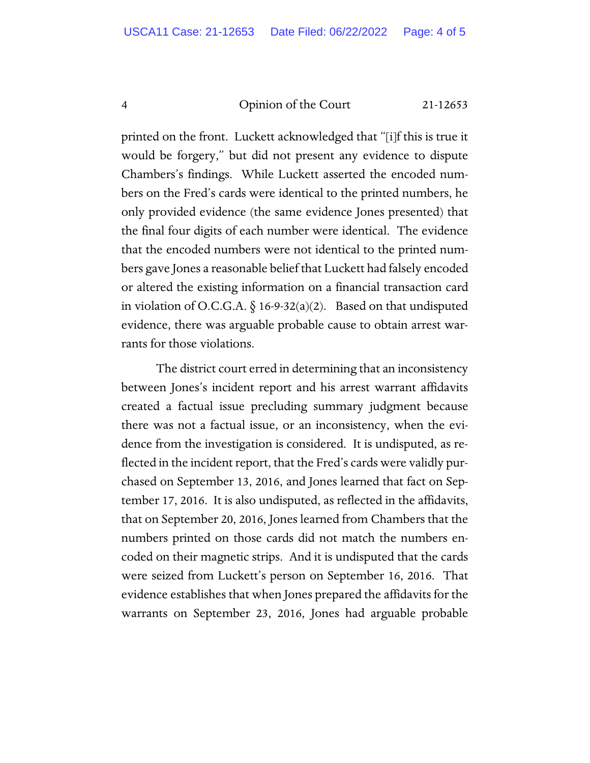printed on the front. Luckett acknowledged that "[i]f this is true it would be forgery," but did not present any evidence to dispute Chambers's findings. While Luckett asserted the encoded numbers on the Fred's cards were identical to the printed numbers, he only provided evidence (the same evidence Jones presented) that the final four digits of each number were identical. The evidence that the encoded numbers were not identical to the printed numbers gave Jones a reasonable belief that Luckett had falsely encoded or altered the existing information on a financial transaction card in violation of O.C.G.A. § 16-9-32(a)(2). Based on that undisputed evidence, there was arguable probable cause to obtain arrest warrants for those violations.

The district court erred in determining that an inconsistency between Jones's incident report and his arrest warrant affidavits created a factual issue precluding summary judgment because there was not a factual issue, or an inconsistency, when the evidence from the investigation is considered. It is undisputed, as reflected in the incident report, that the Fred's cards were validly purchased on September 13, 2016, and Jones learned that fact on September 17, 2016. It is also undisputed, as reflected in the affidavits, that on September 20, 2016, Jones learned from Chambers that the numbers printed on those cards did not match the numbers encoded on their magnetic strips. And it is undisputed that the cards were seized from Luckett's person on September 16, 2016. That evidence establishes that when Jones prepared the affidavits for the warrants on September 23, 2016, Jones had arguable probable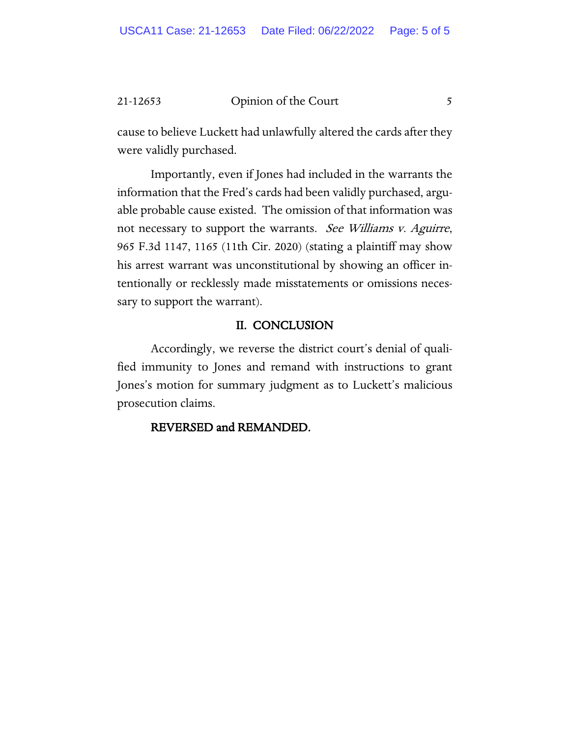cause to believe Luckett had unlawfully altered the cards after they were validly purchased.

Importantly, even if Jones had included in the warrants the information that the Fred's cards had been validly purchased, arguable probable cause existed. The omission of that information was not necessary to support the warrants. *See Williams v. Aguirre*, 965 F.3d 1147, 1165 (11th Cir. 2020) (stating a plaintiff may show his arrest warrant was unconstitutional by showing an officer intentionally or recklessly made misstatements or omissions necessary to support the warrant).

## II. CONCLUSION

Accordingly, we reverse the district court's denial of qualified immunity to Jones and remand with instructions to grant Jones's motion for summary judgment as to Luckett's malicious prosecution claims.

**REVERSED and REMANDED.**